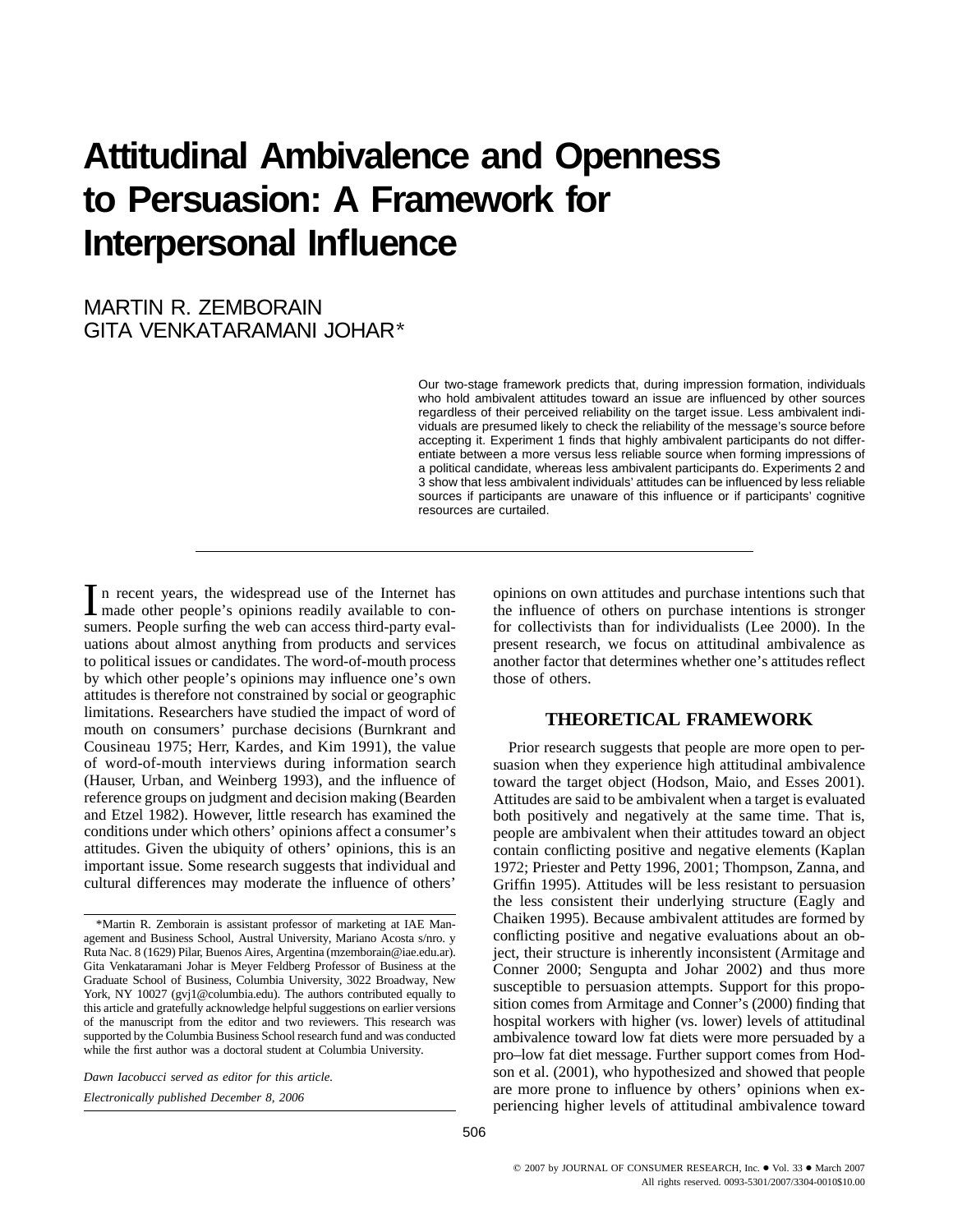# Attitudinal Ambivalence and Openness to Persuasion: A Framework for Interpersonal Influence

MARTIN R. ZEMBORAIN
GITA VENKATARAMANI JOHAR*

Our two-stage framework predicts that, during impression formation, individuals who hold ambivalent attitudes toward an issue are influenced by other sources regardless of their perceived reliability on the target issue. Less ambivalent individuals are presumed likely to check the reliability of the message's source before accepting it. Experiment 1 finds that highly ambivalent participants do not differentiate between a more versus less reliable source when forming impressions of a political candidate, whereas less ambivalent participants do. Experiments 2 and 3 show that less ambivalent individuals' attitudes can be influenced by less reliable sources if participants are unaware of this influence or if participants' cognitive resources are curtailed.

In recent years, the widespread use of the Internet has made other people's opinions readily available to consumers. People surfing the web can access third-party evaluations about almost anything from products and services to political issues or candidates. The word-of-mouth process by which other people's opinions may influence one's own attitudes is therefore not constrained by social or geographic limitations. Researchers have studied the impact of word of mouth on consumers' purchase decisions (Burnkrant and Cousineau 1975; Herr, Kardes, and Kim 1991), the value of word-of-mouth interviews during information search (Hauser, Urban, and Weinberg 1993), and the influence of reference groups on judgment and decision making (Bearden and Etzel 1982). However, little research has examined the conditions under which others' opinions affect a consumer's attitudes. Given the ubiquity of others' opinions, this is an important issue. Some research suggests that individual and cultural differences may moderate the influence of others' opinions on own attitudes and purchase intentions such that the influence of others on purchase intentions is stronger for collectivists than for individualists (Lee 2000). In the present research, we focus on attitudinal ambivalence as another factor that determines whether one's attitudes reflect those of others.

## THEORETICAL FRAMEWORK

Prior research suggests that people are more open to persuasion when they experience high attitudinal ambivalence toward the target object (Hodson, Maio, and Esses 2001). Attitudes are said to be ambivalent when a target is evaluated both positively and negatively at the same time. That is, people are ambivalent when their attitudes toward an object contain conflicting positive and negative elements (Kaplan 1972; Priester and Petty 1996, 2001; Thompson, Zanna, and Griffin 1995). Attitudes will be less resistant to persuasion the less consistent their underlying structure (Eagly and Chaiken 1995). Because ambivalent attitudes are formed by conflicting positive and negative evaluations about an object, their structure is inherently inconsistent (Armitage and Conner 2000; Sengupta and Johar 2002) and thus more susceptible to persuasion attempts. Support for this proposition comes from Armitage and Conner's (2000) finding that hospital workers with higher (vs. lower) levels of attitudinal ambivalence toward low fat diets were more persuaded by a pro–low fat diet message. Further support comes from Hodson et al. (2001), who hypothesized and showed that people are more prone to influence by others' opinions when experiencing higher levels of attitudinal ambivalence toward

*Martin R. Zemborain is assistant professor of marketing at IAE Management and Business School, Austral University, Mariano Acosta s/nro. y Ruta Nac. 8 (1629) Pilar, Buenos Aires, Argentina (mzemborain@iae.edu.ar). Gita Venkataramani Johar is Meyer Feldberg Professor of Business at the Graduate School of Business, Columbia University, 3022 Broadway, New York, NY 10027 (gvj1@columbia.edu). The authors contributed equally to this article and gratefully acknowledge helpful suggestions on earlier versions of the manuscript from the editor and two reviewers. This research was supported by the Columbia Business School research fund and was conducted while the first author was a doctoral student at Columbia University.

*Dawn Iacobucci served as editor for this article.*

*Electronically published December 8, 2006*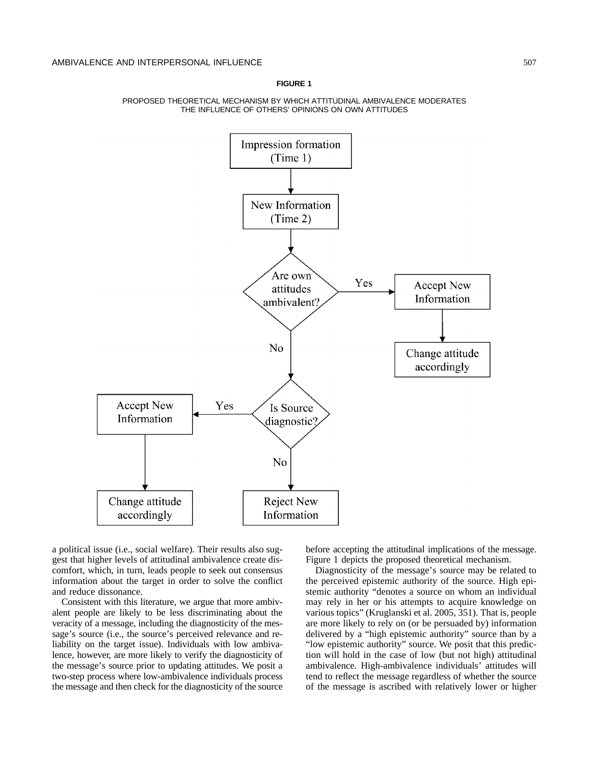**FIGURE 1**

PROPOSED THEORETICAL MECHANISM BY WHICH ATTITUDINAL AMBIVALENCE MODERATES THE INFLUENCE OF OTHERS' OPINIONS ON OWN ATTITUDES

```
Impression formation (Time 1)
        ↓
New Information (Time 2)
        ↓
Are own attitudes ambivalent? --Yes--> Accept New Information --> Change attitude accordingly
        ↓ No
Is Source diagnostic? --Yes--> Accept New Information --> Change attitude accordingly
        ↓ No
Reject New Information
```

a political issue (i.e., social welfare). Their results also suggest that higher levels of attitudinal ambivalence create discomfort, which, in turn, leads people to seek out consensus information about the target in order to solve the conflict and reduce dissonance.

Consistent with this literature, we argue that more ambivalent people are likely to be less discriminating about the veracity of a message, including the diagnosticity of the message's source (i.e., the source's perceived relevance and reliability on the target issue). Individuals with low ambivalence, however, are more likely to verify the diagnosticity of the message's source prior to updating attitudes. We posit a two-step process where low-ambivalence individuals process the message and then check for the diagnosticity of the source before accepting the attitudinal implications of the message. Figure 1 depicts the proposed theoretical mechanism.

Diagnosticity of the message's source may be related to the perceived epistemic authority of the source. High epistemic authority "denotes a source on whom an individual may rely in her or his attempts to acquire knowledge on various topics" (Kruglanski et al. 2005, 351). That is, people are more likely to rely on (or be persuaded by) information delivered by a "high epistemic authority" source than by a "low epistemic authority" source. We posit that this prediction will hold in the case of low (but not high) attitudinal ambivalence. High-ambivalence individuals' attitudes will tend to reflect the message regardless of whether the source of the message is ascribed with relatively lower or higher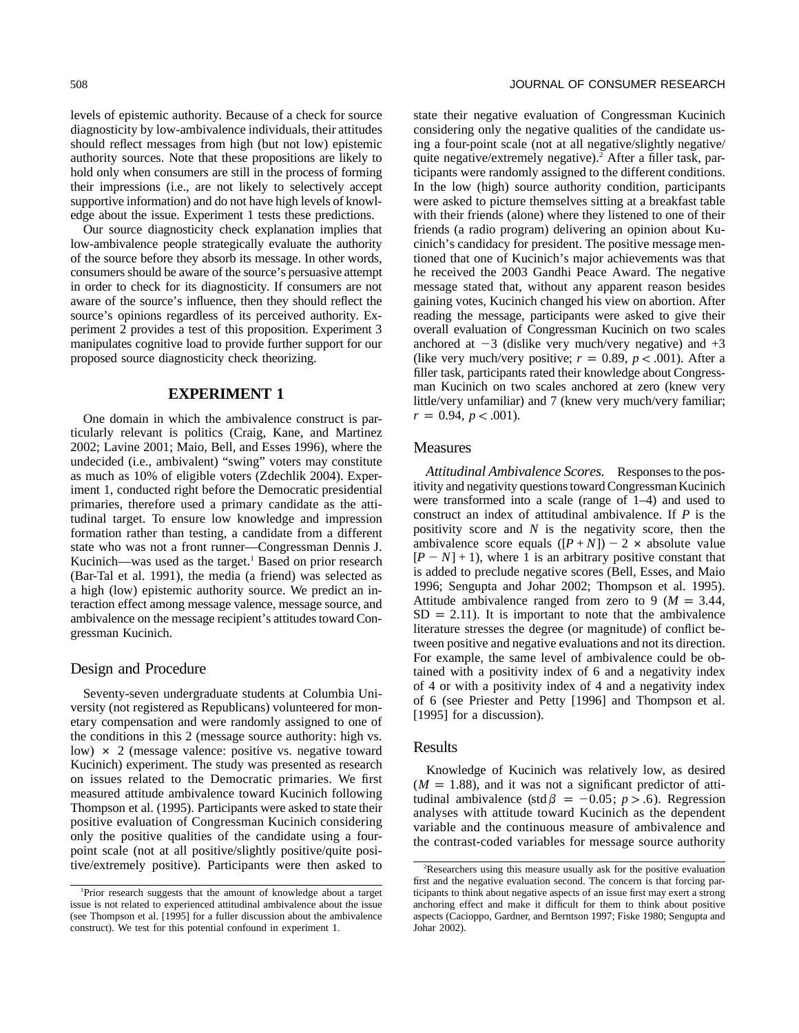levels of epistemic authority. Because of a check for source diagnosticity by low-ambivalence individuals, their attitudes should reflect messages from high (but not low) epistemic authority sources. Note that these propositions are likely to hold only when consumers are still in the process of forming their impressions (i.e., are not likely to selectively accept supportive information) and do not have high levels of knowledge about the issue. Experiment 1 tests these predictions.

Our source diagnosticity check explanation implies that low-ambivalence people strategically evaluate the authority of the source before they absorb its message. In other words, consumers should be aware of the source's persuasive attempt in order to check for its diagnosticity. If consumers are not aware of the source's influence, then they should reflect the source's opinions regardless of its perceived authority. Experiment 2 provides a test of this proposition. Experiment 3 manipulates cognitive load to provide further support for our proposed source diagnosticity check theorizing.

## EXPERIMENT 1

One domain in which the ambivalence construct is particularly relevant is politics (Craig, Kane, and Martinez 2002; Lavine 2001; Maio, Bell, and Esses 1996), where the undecided (i.e., ambivalent) "swing" voters may constitute as much as 10% of eligible voters (Zdechlik 2004). Experiment 1, conducted right before the Democratic presidential primaries, therefore used a primary candidate as the attitudinal target. To ensure low knowledge and impression formation rather than testing, a candidate from a different state who was not a front runner—Congressman Dennis J. Kucinich—was used as the target.[1] Based on prior research (Bar-Tal et al. 1991), the media (a friend) was selected as a high (low) epistemic authority source. We predict an interaction effect among message valence, message source, and ambivalence on the message recipient's attitudes toward Congressman Kucinich.

### Design and Procedure

Seventy-seven undergraduate students at Columbia University (not registered as Republicans) volunteered for monetary compensation and were randomly assigned to one of the conditions in this 2 (message source authority: high vs. low) × 2 (message valence: positive vs. negative toward Kucinich) experiment. The study was presented as research on issues related to the Democratic primaries. We first measured attitude ambivalence toward Kucinich following Thompson et al. (1995). Participants were asked to state their positive evaluation of Congressman Kucinich considering only the positive qualities of the candidate using a four-point scale (not at all positive/slightly positive/quite positive/extremely positive). Participants were then asked to state their negative evaluation of Congressman Kucinich considering only the negative qualities of the candidate using a four-point scale (not at all negative/slightly negative/quite negative/extremely negative).[2] After a filler task, participants were randomly assigned to the different conditions. In the low (high) source authority condition, participants were asked to picture themselves sitting at a breakfast table with their friends (alone) where they listened to one of their friends (a radio program) delivering an opinion about Kucinich's candidacy for president. The positive message mentioned that one of Kucinich's major achievements was that he received the 2003 Gandhi Peace Award. The negative message stated that, without any apparent reason besides gaining votes, Kucinich changed his view on abortion. After reading the message, participants were asked to give their overall evaluation of Congressman Kucinich on two scales anchored at $-3$ (dislike very much/very negative) and +3 (like very much/very positive; $r = 0.89$, $p < .001$). After a filler task, participants rated their knowledge about Congressman Kucinich on two scales anchored at zero (knew very little/very unfamiliar) and 7 (knew very much/very familiar; $r = 0.94$, $p < .001$).

### Measures

*Attitudinal Ambivalence Scores.* Responses to the positivity and negativity questions toward Congressman Kucinich were transformed into a scale (range of 1–4) and used to construct an index of attitudinal ambivalence. If $P$ is the positivity score and $N$ is the negativity score, then the ambivalence score equals $([P + N]) - 2 \times$ absolute value $[P - N] + 1)$, where 1 is an arbitrary positive constant that is added to preclude negative scores (Bell, Esses, and Maio 1996; Sengupta and Johar 2002; Thompson et al. 1995). Attitude ambivalence ranged from zero to 9 ($M = 3.44$, $SD = 2.11$). It is important to note that the ambivalence literature stresses the degree (or magnitude) of conflict between positive and negative evaluations and not its direction. For example, the same level of ambivalence could be obtained with a positivity index of 6 and a negativity index of 4 or with a positivity index of 4 and a negativity index of 6 (see Priester and Petty [1996] and Thompson et al. [1995] for a discussion).

### Results

Knowledge of Kucinich was relatively low, as desired ($M = 1.88$), and it was not a significant predictor of attitudinal ambivalence (std $\beta = -0.05$; $p > .6$). Regression analyses with attitude toward Kucinich as the dependent variable and the continuous measure of ambivalence and the contrast-coded variables for message source authority

---

[1]Prior research suggests that the amount of knowledge about a target issue is not related to experienced attitudinal ambivalence about the issue (see Thompson et al. [1995] for a fuller discussion about the ambivalence construct). We test for this potential confound in experiment 1.

[2]Researchers using this measure usually ask for the positive evaluation first and the negative evaluation second. The concern is that forcing participants to think about negative aspects of an issue first may exert a strong anchoring effect and make it difficult for them to think about positive aspects (Cacioppo, Gardner, and Berntson 1997; Fiske 1980; Sengupta and Johar 2002).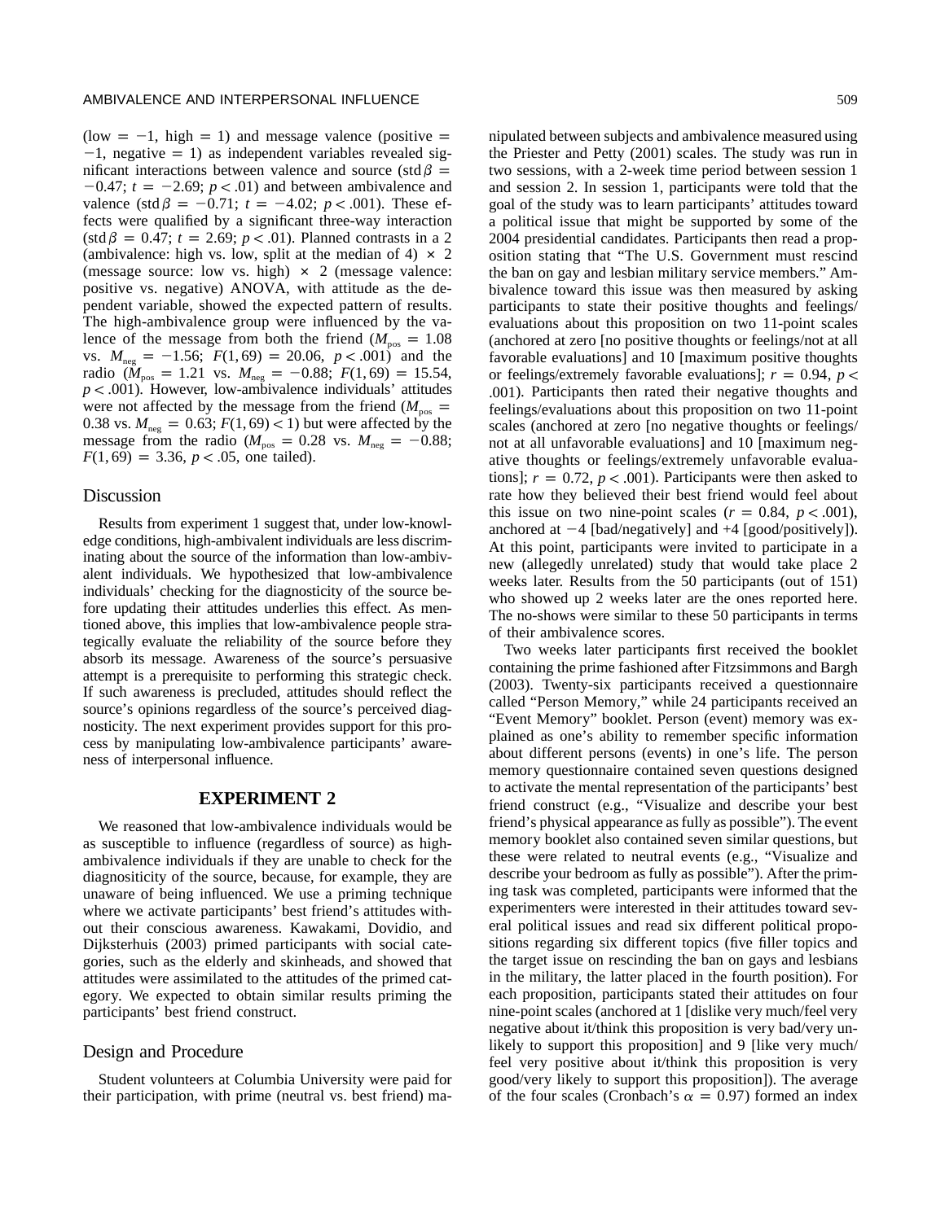(low = −1, high = 1) and message valence (positive = −1, negative = 1) as independent variables revealed significant interactions between valence and source (std $\beta$ = −0.47; $t = -2.69$; $p < .01$) and between ambivalence and valence (std $\beta$ = −0.71; $t = -4.02$; $p < .001$). These effects were qualified by a significant three-way interaction (std $\beta$ = 0.47; $t = 2.69$; $p < .01$). Planned contrasts in a 2 (ambivalence: high vs. low, split at the median of 4) × 2 (message source: low vs. high) × 2 (message valence: positive vs. negative) ANOVA, with attitude as the dependent variable, showed the expected pattern of results. The high-ambivalence group were influenced by the valence of the message from both the friend ($M_{pos} = 1.08$ vs. $M_{neg} = -1.56$; $F(1, 69) = 20.06$, $p < .001$) and the radio ($M_{pos} = 1.21$ vs. $M_{neg} = -0.88$; $F(1, 69) = 15.54$, $p < .001$). However, low-ambivalence individuals' attitudes were not affected by the message from the friend ($M_{pos}$ = 0.38 vs. $M_{neg} = 0.63$; $F(1, 69) < 1$) but were affected by the message from the radio ($M_{pos} = 0.28$ vs. $M_{neg} = -0.88$; $F(1, 69) = 3.36$, $p < .05$, one tailed).

## Discussion

Results from experiment 1 suggest that, under low-knowledge conditions, high-ambivalent individuals are less discriminating about the source of the information than low-ambivalent individuals. We hypothesized that low-ambivalence individuals' checking for the diagnosticity of the source before updating their attitudes underlies this effect. As mentioned above, this implies that low-ambivalence people strategically evaluate the reliability of the source before they absorb its message. Awareness of the source's persuasive attempt is a prerequisite to performing this strategic check. If such awareness is precluded, attitudes should reflect the source's opinions regardless of the source's perceived diagnosticity. The next experiment provides support for this process by manipulating low-ambivalence participants' awareness of interpersonal influence.

# EXPERIMENT 2

We reasoned that low-ambivalence individuals would be as susceptible to influence (regardless of source) as high-ambivalence individuals if they are unable to check for the diagnositicity of the source, because, for example, they are unaware of being influenced. We use a priming technique where we activate participants' best friend's attitudes without their conscious awareness. Kawakami, Dovidio, and Dijksterhuis (2003) primed participants with social categories, such as the elderly and skinheads, and showed that attitudes were assimilated to the attitudes of the primed category. We expected to obtain similar results priming the participants' best friend construct.

## Design and Procedure

Student volunteers at Columbia University were paid for their participation, with prime (neutral vs. best friend) manipulated between subjects and ambivalence measured using the Priester and Petty (2001) scales. The study was run in two sessions, with a 2-week time period between session 1 and session 2. In session 1, participants were told that the goal of the study was to learn participants' attitudes toward a political issue that might be supported by some of the 2004 presidential candidates. Participants then read a proposition stating that "The U.S. Government must rescind the ban on gay and lesbian military service members." Ambivalence toward this issue was then measured by asking participants to state their positive thoughts and feelings/evaluations about this proposition on two 11-point scales (anchored at zero [no positive thoughts or feelings/not at all favorable evaluations] and 10 [maximum positive thoughts or feelings/extremely favorable evaluations]; $r = 0.94$, $p < .001$). Participants then rated their negative thoughts and feelings/evaluations about this proposition on two 11-point scales (anchored at zero [no negative thoughts or feelings/not at all unfavorable evaluations] and 10 [maximum negative thoughts or feelings/extremely unfavorable evaluations]; $r = 0.72$, $p < .001$). Participants were then asked to rate how they believed their best friend would feel about this issue on two nine-point scales ($r = 0.84$, $p < .001$), anchored at −4 [bad/negatively] and +4 [good/positively]). At this point, participants were invited to participate in a new (allegedly unrelated) study that would take place 2 weeks later. Results from the 50 participants (out of 151) who showed up 2 weeks later are the ones reported here. The no-shows were similar to these 50 participants in terms of their ambivalence scores.

Two weeks later participants first received the booklet containing the prime fashioned after Fitzsimmons and Bargh (2003). Twenty-six participants received a questionnaire called "Person Memory," while 24 participants received an "Event Memory" booklet. Person (event) memory was explained as one's ability to remember specific information about different persons (events) in one's life. The person memory questionnaire contained seven questions designed to activate the mental representation of the participants' best friend construct (e.g., "Visualize and describe your best friend's physical appearance as fully as possible"). The event memory booklet also contained seven similar questions, but these were related to neutral events (e.g., "Visualize and describe your bedroom as fully as possible"). After the priming task was completed, participants were informed that the experimenters were interested in their attitudes toward several political issues and read six different political propositions regarding six different topics (five filler topics and the target issue on rescinding the ban on gays and lesbians in the military, the latter placed in the fourth position). For each proposition, participants stated their attitudes on four nine-point scales (anchored at 1 [dislike very much/feel very negative about it/think this proposition is very bad/very unlikely to support this proposition] and 9 [like very much/feel very positive about it/think this proposition is very good/very likely to support this proposition]). The average of the four scales (Cronbach's $\alpha = 0.97$) formed an index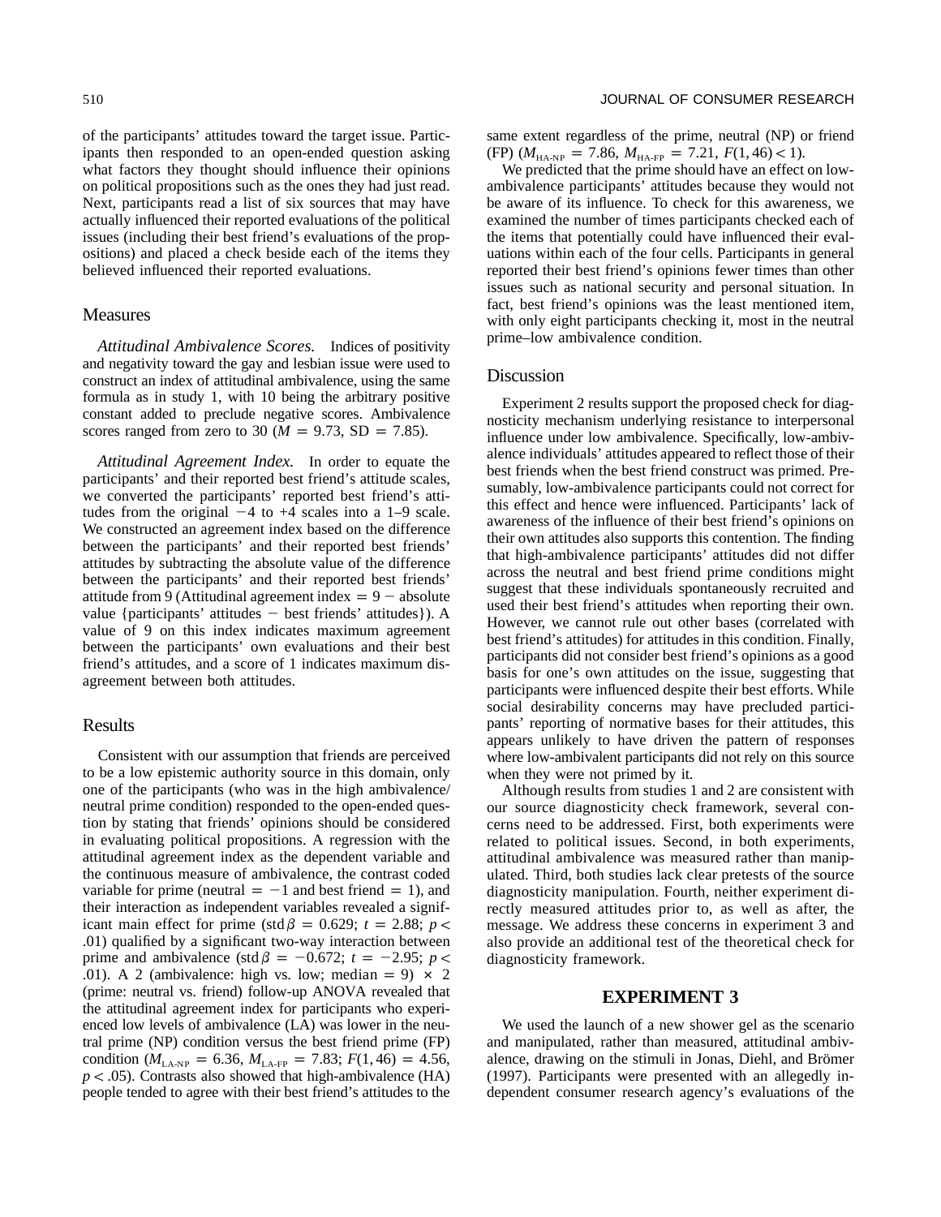of the participants' attitudes toward the target issue. Participants then responded to an open-ended question asking what factors they thought should influence their opinions on political propositions such as the ones they had just read. Next, participants read a list of six sources that may have actually influenced their reported evaluations of the political issues (including their best friend's evaluations of the propositions) and placed a check beside each of the items they believed influenced their reported evaluations.

## Measures

*Attitudinal Ambivalence Scores.* Indices of positivity and negativity toward the gay and lesbian issue were used to construct an index of attitudinal ambivalence, using the same formula as in study 1, with 10 being the arbitrary positive constant added to preclude negative scores. Ambivalence scores ranged from zero to 30 ($M = 9.73$, $SD = 7.85$).

*Attitudinal Agreement Index.* In order to equate the participants' and their reported best friend's attitude scales, we converted the participants' reported best friend's attitudes from the original −4 to +4 scales into a 1–9 scale. We constructed an agreement index based on the difference between the participants' and their reported best friends' attitudes by subtracting the absolute value of the difference between the participants' and their reported best friends' attitude from 9 (Attitudinal agreement index = 9 − absolute value {participants' attitudes − best friends' attitudes}). A value of 9 on this index indicates maximum agreement between the participants' own evaluations and their best friend's attitudes, and a score of 1 indicates maximum disagreement between both attitudes.

## Results

Consistent with our assumption that friends are perceived to be a low epistemic authority source in this domain, only one of the participants (who was in the high ambivalence/neutral prime condition) responded to the open-ended question by stating that friends' opinions should be considered in evaluating political propositions. A regression with the attitudinal agreement index as the dependent variable and the continuous measure of ambivalence, the contrast coded variable for prime (neutral = −1 and best friend = 1), and their interaction as independent variables revealed a significant main effect for prime (std $\beta = 0.629$; $t = 2.88$; $p < .01$) qualified by a significant two-way interaction between prime and ambivalence (std $\beta = -0.672$; $t = -2.95$; $p < .01$). A 2 (ambivalence: high vs. low; median = 9) × 2 (prime: neutral vs. friend) follow-up ANOVA revealed that the attitudinal agreement index for participants who experienced low levels of ambivalence (LA) was lower in the neutral prime (NP) condition versus the best friend prime (FP) condition ($M_{\text{LA-NP}} = 6.36$, $M_{\text{LA-FP}} = 7.83$; $F(1, 46) = 4.56$, $p < .05$). Contrasts also showed that high-ambivalence (HA) people tended to agree with their best friend's attitudes to the same extent regardless of the prime, neutral (NP) or friend (FP) ($M_{\text{HA-NP}} = 7.86$, $M_{\text{HA-FP}} = 7.21$, $F(1, 46) < 1$).

We predicted that the prime should have an effect on low-ambivalence participants' attitudes because they would not be aware of its influence. To check for this awareness, we examined the number of times participants checked each of the items that potentially could have influenced their evaluations within each of the four cells. Participants in general reported their best friend's opinions fewer times than other issues such as national security and personal situation. In fact, best friend's opinions was the least mentioned item, with only eight participants checking it, most in the neutral prime–low ambivalence condition.

## Discussion

Experiment 2 results support the proposed check for diagnosticity mechanism underlying resistance to interpersonal influence under low ambivalence. Specifically, low-ambivalence individuals' attitudes appeared to reflect those of their best friends when the best friend construct was primed. Presumably, low-ambivalence participants could not correct for this effect and hence were influenced. Participants' lack of awareness of the influence of their best friend's opinions on their own attitudes also supports this contention. The finding that high-ambivalence participants' attitudes did not differ across the neutral and best friend prime conditions might suggest that these individuals spontaneously recruited and used their best friend's attitudes when reporting their own. However, we cannot rule out other bases (correlated with best friend's attitudes) for attitudes in this condition. Finally, participants did not consider best friend's opinions as a good basis for one's own attitudes on the issue, suggesting that participants were influenced despite their best efforts. While social desirability concerns may have precluded participants' reporting of normative bases for their attitudes, this appears unlikely to have driven the pattern of responses where low-ambivalent participants did not rely on this source when they were not primed by it.

Although results from studies 1 and 2 are consistent with our source diagnosticity check framework, several concerns need to be addressed. First, both experiments were related to political issues. Second, in both experiments, attitudinal ambivalence was measured rather than manipulated. Third, both studies lack clear pretests of the source diagnosticity manipulation. Fourth, neither experiment directly measured attitudes prior to, as well as after, the message. We address these concerns in experiment 3 and also provide an additional test of the theoretical check for diagnosticity framework.

## EXPERIMENT 3

We used the launch of a new shower gel as the scenario and manipulated, rather than measured, attitudinal ambivalence, drawing on the stimuli in Jonas, Diehl, and Brömer (1997). Participants were presented with an allegedly independent consumer research agency's evaluations of the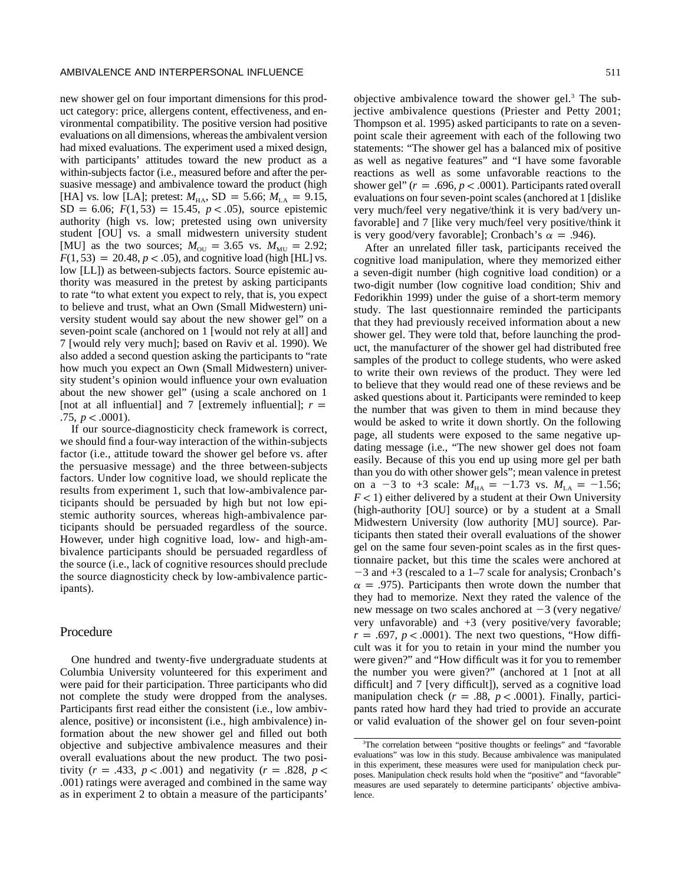new shower gel on four important dimensions for this product category: price, allergens content, effectiveness, and environmental compatibility. The positive version had positive evaluations on all dimensions, whereas the ambivalent version had mixed evaluations. The experiment used a mixed design, with participants' attitudes toward the new product as a within-subjects factor (i.e., measured before and after the persuasive message) and ambivalence toward the product (high [HA] vs. low [LA]; pretest: $M_{HA}$, SD = 5.66; $M_{LA}$ = 9.15, SD = 6.06; $F(1, 53) = 15.45$, $p < .05$), source epistemic authority (high vs. low; pretested using own university student [OU] vs. a small midwestern university student [MU] as the two sources; $M_{OU} = 3.65$ vs. $M_{MU} = 2.92$; $F(1, 53) = 20.48$, $p < .05$), and cognitive load (high [HL] vs. low [LL]) as between-subjects factors. Source epistemic authority was measured in the pretest by asking participants to rate "to what extent you expect to rely, that is, you expect to believe and trust, what an Own (Small Midwestern) university student would say about the new shower gel" on a seven-point scale (anchored on 1 [would not rely at all] and 7 [would rely very much]; based on Raviv et al. 1990). We also added a second question asking the participants to "rate how much you expect an Own (Small Midwestern) university student's opinion would influence your own evaluation about the new shower gel" (using a scale anchored on 1 [not at all influential] and 7 [extremely influential]; $r = .75$, $p < .0001$).

If our source-diagnosticity check framework is correct, we should find a four-way interaction of the within-subjects factor (i.e., attitude toward the shower gel before vs. after the persuasive message) and the three between-subjects factors. Under low cognitive load, we should replicate the results from experiment 1, such that low-ambivalence participants should be persuaded by high but not low epistemic authority sources, whereas high-ambivalence participants should be persuaded regardless of the source. However, under high cognitive load, low- and high-ambivalence participants should be persuaded regardless of the source (i.e., lack of cognitive resources should preclude the source diagnosticity check by low-ambivalence participants).

## Procedure

One hundred and twenty-five undergraduate students at Columbia University volunteered for this experiment and were paid for their participation. Three participants who did not complete the study were dropped from the analyses. Participants first read either the consistent (i.e., low ambivalence, positive) or inconsistent (i.e., high ambivalence) information about the new shower gel and filled out both objective and subjective ambivalence measures and their overall evaluations about the new product. The two positivity ($r = .433$, $p < .001$) and negativity ($r = .828$, $p < .001$) ratings were averaged and combined in the same way as in experiment 2 to obtain a measure of the participants' objective ambivalence toward the shower gel.[3] The subjective ambivalence questions (Priester and Petty 2001; Thompson et al. 1995) asked participants to rate on a seven-point scale their agreement with each of the following two statements: "The shower gel has a balanced mix of positive as well as negative features" and "I have some favorable reactions as well as some unfavorable reactions to the shower gel" ($r = .696$, $p < .0001$). Participants rated overall evaluations on four seven-point scales (anchored at 1 [dislike very much/feel very negative/think it is very bad/very unfavorable] and 7 [like very much/feel very positive/think it is very good/very favorable]; Cronbach's $\alpha = .946$).

After an unrelated filler task, participants received the cognitive load manipulation, where they memorized either a seven-digit number (high cognitive load condition) or a two-digit number (low cognitive load condition; Shiv and Fedorikhin 1999) under the guise of a short-term memory study. The last questionnaire reminded the participants that they had previously received information about a new shower gel. They were told that, before launching the product, the manufacturer of the shower gel had distributed free samples of the product to college students, who were asked to write their own reviews of the product. They were led to believe that they would read one of these reviews and be asked questions about it. Participants were reminded to keep the number that was given to them in mind because they would be asked to write it down shortly. On the following page, all students were exposed to the same negative updating message (i.e., "The new shower gel does not foam easily. Because of this you end up using more gel per bath than you do with other shower gels"; mean valence in pretest on a −3 to +3 scale: $M_{HA} = -1.73$ vs. $M_{LA} = -1.56$; $F < 1$) either delivered by a student at their Own University (high-authority [OU] source) or by a student at a Small Midwestern University (low authority [MU] source). Participants then stated their overall evaluations of the shower gel on the same four seven-point scales as in the first questionnaire packet, but this time the scales were anchored at −3 and +3 (rescaled to a 1–7 scale for analysis; Cronbach's $\alpha = .975$). Participants then wrote down the number that they had to memorize. Next they rated the valence of the new message on two scales anchored at −3 (very negative/very unfavorable) and +3 (very positive/very favorable; $r = .697$, $p < .0001$). The next two questions, "How difficult was it for you to retain in your mind the number you were given?" and "How difficult was it for you to remember the number you were given?" (anchored at 1 [not at all difficult] and 7 [very difficult]), served as a cognitive load manipulation check ($r = .88$, $p < .0001$). Finally, participants rated how hard they had tried to provide an accurate or valid evaluation of the shower gel on four seven-point

[3]The correlation between "positive thoughts or feelings" and "favorable evaluations" was low in this study. Because ambivalence was manipulated in this experiment, these measures were used for manipulation check purposes. Manipulation check results hold when the "positive" and "favorable" measures are used separately to determine participants' objective ambivalence.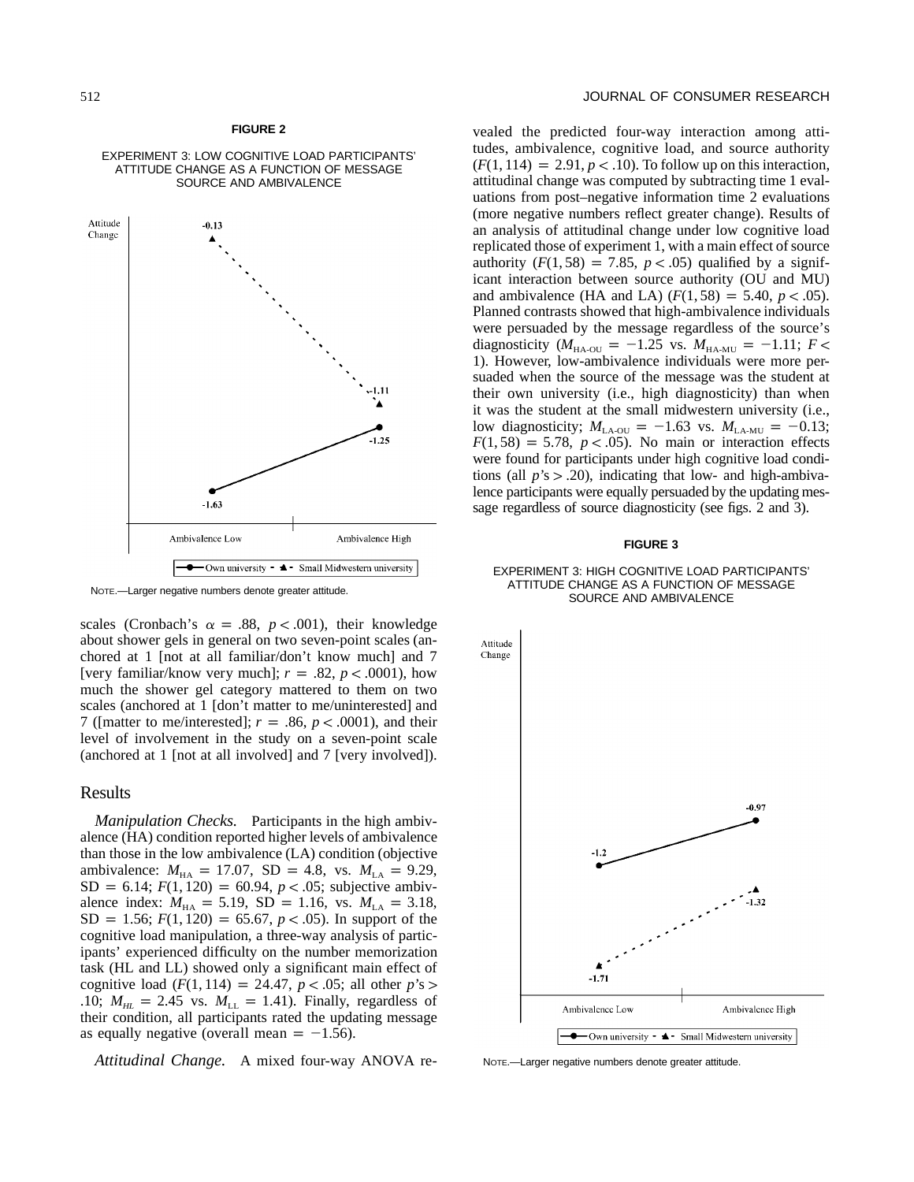**FIGURE 2**

EXPERIMENT 3: LOW COGNITIVE LOAD PARTICIPANTS' ATTITUDE CHANGE AS A FUNCTION OF MESSAGE SOURCE AND AMBIVALENCE

NOTE.—Larger negative numbers denote greater attitude.

scales (Cronbach's $\alpha = .88$, $p < .001$), their knowledge about shower gels in general on two seven-point scales (anchored at 1 [not at all familiar/don't know much] and 7 [very familiar/know very much]; $r = .82$, $p < .0001$), how much the shower gel category mattered to them on two scales (anchored at 1 [don't matter to me/uninterested] and 7 ([matter to me/interested]; $r = .86$, $p < .0001$), and their level of involvement in the study on a seven-point scale (anchored at 1 [not at all involved] and 7 [very involved]).

## Results

*Manipulation Checks.* Participants in the high ambivalence (HA) condition reported higher levels of ambivalence than those in the low ambivalence (LA) condition (objective ambivalence: $M_{HA} = 17.07$, SD = 4.8, vs. $M_{LA} = 9.29$, SD = 6.14; $F(1, 120) = 60.94$, $p < .05$; subjective ambivalence index: $M_{HA} = 5.19$, SD = 1.16, vs. $M_{LA} = 3.18$, SD = 1.56; $F(1, 120) = 65.67$, $p < .05$). In support of the cognitive load manipulation, a three-way analysis of participants' experienced difficulty on the number memorization task (HL and LL) showed only a significant main effect of cognitive load ($F(1, 114) = 24.47$, $p < .05$; all other $p$'s > .10; $M_{HL} = 2.45$ vs. $M_{LL} = 1.41$). Finally, regardless of their condition, all participants rated the updating message as equally negative (overall mean = −1.56).

*Attitudinal Change.* A mixed four-way ANOVA revealed the predicted four-way interaction among attitudes, ambivalence, cognitive load, and source authority ($F(1, 114) = 2.91$, $p < .10$). To follow up on this interaction, attitudinal change was computed by subtracting time 1 evaluations from post–negative information time 2 evaluations (more negative numbers reflect greater change). Results of an analysis of attitudinal change under low cognitive load replicated those of experiment 1, with a main effect of source authority ($F(1, 58) = 7.85$, $p < .05$) qualified by a significant interaction between source authority (OU and MU) and ambivalence (HA and LA) ($F(1, 58) = 5.40$, $p < .05$). Planned contrasts showed that high-ambivalence individuals were persuaded by the message regardless of the source's diagnosticity ($M_{HA\text{-}OU} = -1.25$ vs. $M_{HA\text{-}MU} = -1.11$; $F < 1$). However, low-ambivalence individuals were more persuaded when the source of the message was the student at their own university (i.e., high diagnosticity) than when it was the student at the small midwestern university (i.e., low diagnosticity; $M_{LA\text{-}OU} = -1.63$ vs. $M_{LA\text{-}MU} = -0.13$; $F(1, 58) = 5.78$, $p < .05$). No main or interaction effects were found for participants under high cognitive load conditions (all $p$'s > .20), indicating that low- and high-ambivalence participants were equally persuaded by the updating message regardless of source diagnosticity (see figs. 2 and 3).

**FIGURE 3**

EXPERIMENT 3: HIGH COGNITIVE LOAD PARTICIPANTS' ATTITUDE CHANGE AS A FUNCTION OF MESSAGE SOURCE AND AMBIVALENCE

NOTE.—Larger negative numbers denote greater attitude.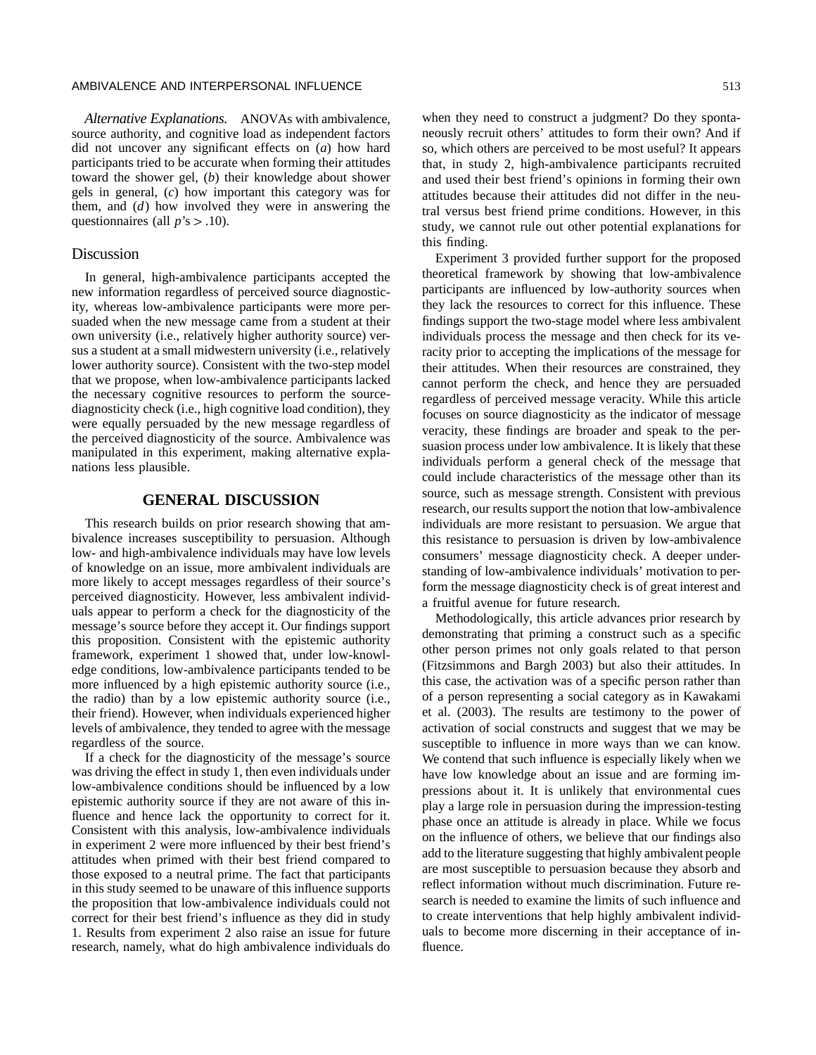*Alternative Explanations.* ANOVAs with ambivalence, source authority, and cognitive load as independent factors did not uncover any significant effects on (*a*) how hard participants tried to be accurate when forming their attitudes toward the shower gel, (*b*) their knowledge about shower gels in general, (*c*) how important this category was for them, and (*d*) how involved they were in answering the questionnaires (all $p$'s $> .10$).

## Discussion

In general, high-ambivalence participants accepted the new information regardless of perceived source diagnosticity, whereas low-ambivalence participants were more persuaded when the new message came from a student at their own university (i.e., relatively higher authority source) versus a student at a small midwestern university (i.e., relatively lower authority source). Consistent with the two-step model that we propose, when low-ambivalence participants lacked the necessary cognitive resources to perform the source-diagnosticity check (i.e., high cognitive load condition), they were equally persuaded by the new message regardless of the perceived diagnosticity of the source. Ambivalence was manipulated in this experiment, making alternative explanations less plausible.

# GENERAL DISCUSSION

This research builds on prior research showing that ambivalence increases susceptibility to persuasion. Although low- and high-ambivalence individuals may have low levels of knowledge on an issue, more ambivalent individuals are more likely to accept messages regardless of their source's perceived diagnosticity. However, less ambivalent individuals appear to perform a check for the diagnosticity of the message's source before they accept it. Our findings support this proposition. Consistent with the epistemic authority framework, experiment 1 showed that, under low-knowledge conditions, low-ambivalence participants tended to be more influenced by a high epistemic authority source (i.e., the radio) than by a low epistemic authority source (i.e., their friend). However, when individuals experienced higher levels of ambivalence, they tended to agree with the message regardless of the source.

If a check for the diagnosticity of the message's source was driving the effect in study 1, then even individuals under low-ambivalence conditions should be influenced by a low epistemic authority source if they are not aware of this influence and hence lack the opportunity to correct for it. Consistent with this analysis, low-ambivalence individuals in experiment 2 were more influenced by their best friend's attitudes when primed with their best friend compared to those exposed to a neutral prime. The fact that participants in this study seemed to be unaware of this influence supports the proposition that low-ambivalence individuals could not correct for their best friend's influence as they did in study 1. Results from experiment 2 also raise an issue for future research, namely, what do high ambivalence individuals do when they need to construct a judgment? Do they spontaneously recruit others' attitudes to form their own? And if so, which others are perceived to be most useful? It appears that, in study 2, high-ambivalence participants recruited and used their best friend's opinions in forming their own attitudes because their attitudes did not differ in the neutral versus best friend prime conditions. However, in this study, we cannot rule out other potential explanations for this finding.

Experiment 3 provided further support for the proposed theoretical framework by showing that low-ambivalence participants are influenced by low-authority sources when they lack the resources to correct for this influence. These findings support the two-stage model where less ambivalent individuals process the message and then check for its veracity prior to accepting the implications of the message for their attitudes. When their resources are constrained, they cannot perform the check, and hence they are persuaded regardless of perceived message veracity. While this article focuses on source diagnosticity as the indicator of message veracity, these findings are broader and speak to the persuasion process under low ambivalence. It is likely that these individuals perform a general check of the message that could include characteristics of the message other than its source, such as message strength. Consistent with previous research, our results support the notion that low-ambivalence individuals are more resistant to persuasion. We argue that this resistance to persuasion is driven by low-ambivalence consumers' message diagnosticity check. A deeper understanding of low-ambivalence individuals' motivation to perform the message diagnosticity check is of great interest and a fruitful avenue for future research.

Methodologically, this article advances prior research by demonstrating that priming a construct such as a specific other person primes not only goals related to that person (Fitzsimmons and Bargh 2003) but also their attitudes. In this case, the activation was of a specific person rather than of a person representing a social category as in Kawakami et al. (2003). The results are testimony to the power of activation of social constructs and suggest that we may be susceptible to influence in more ways than we can know. We contend that such influence is especially likely when we have low knowledge about an issue and are forming impressions about it. It is unlikely that environmental cues play a large role in persuasion during the impression-testing phase once an attitude is already in place. While we focus on the influence of others, we believe that our findings also add to the literature suggesting that highly ambivalent people are most susceptible to persuasion because they absorb and reflect information without much discrimination. Future research is needed to examine the limits of such influence and to create interventions that help highly ambivalent individuals to become more discerning in their acceptance of influence.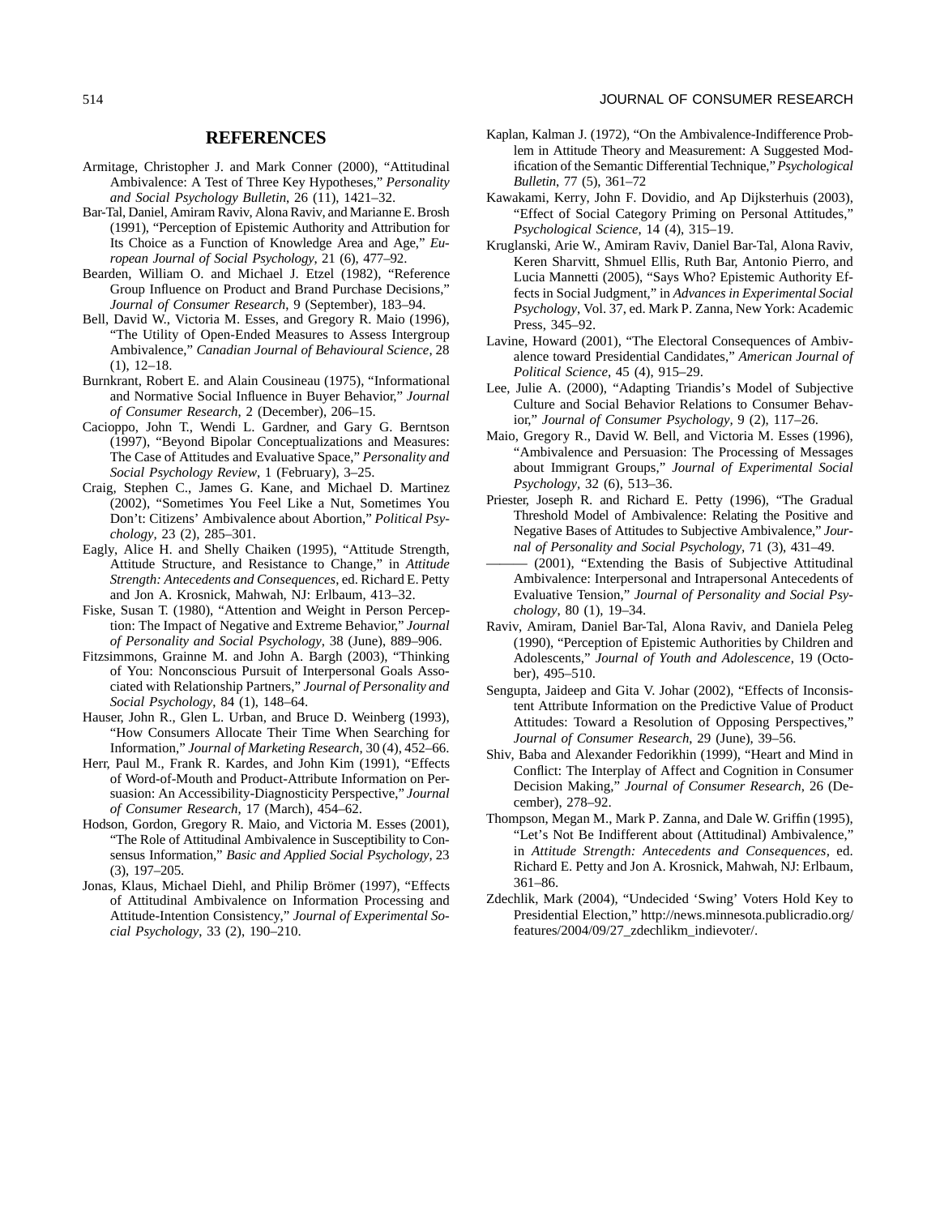## REFERENCES

Armitage, Christopher J. and Mark Conner (2000), "Attitudinal Ambivalence: A Test of Three Key Hypotheses," *Personality and Social Psychology Bulletin*, 26 (11), 1421–32.

Bar-Tal, Daniel, Amiram Raviv, Alona Raviv, and Marianne E. Brosh (1991), "Perception of Epistemic Authority and Attribution for Its Choice as a Function of Knowledge Area and Age," *European Journal of Social Psychology*, 21 (6), 477–92.

Bearden, William O. and Michael J. Etzel (1982), "Reference Group Influence on Product and Brand Purchase Decisions," *Journal of Consumer Research*, 9 (September), 183–94.

Bell, David W., Victoria M. Esses, and Gregory R. Maio (1996), "The Utility of Open-Ended Measures to Assess Intergroup Ambivalence," *Canadian Journal of Behavioural Science*, 28 (1), 12–18.

Burnkrant, Robert E. and Alain Cousineau (1975), "Informational and Normative Social Influence in Buyer Behavior," *Journal of Consumer Research*, 2 (December), 206–15.

Cacioppo, John T., Wendi L. Gardner, and Gary G. Berntson (1997), "Beyond Bipolar Conceptualizations and Measures: The Case of Attitudes and Evaluative Space," *Personality and Social Psychology Review*, 1 (February), 3–25.

Craig, Stephen C., James G. Kane, and Michael D. Martinez (2002), "Sometimes You Feel Like a Nut, Sometimes You Don't: Citizens' Ambivalence about Abortion," *Political Psychology*, 23 (2), 285–301.

Eagly, Alice H. and Shelly Chaiken (1995), "Attitude Strength, Attitude Structure, and Resistance to Change," in *Attitude Strength: Antecedents and Consequences*, ed. Richard E. Petty and Jon A. Krosnick, Mahwah, NJ: Erlbaum, 413–32.

Fiske, Susan T. (1980), "Attention and Weight in Person Perception: The Impact of Negative and Extreme Behavior," *Journal of Personality and Social Psychology*, 38 (June), 889–906.

Fitzsimmons, Grainne M. and John A. Bargh (2003), "Thinking of You: Nonconscious Pursuit of Interpersonal Goals Associated with Relationship Partners," *Journal of Personality and Social Psychology*, 84 (1), 148–64.

Hauser, John R., Glen L. Urban, and Bruce D. Weinberg (1993), "How Consumers Allocate Their Time When Searching for Information," *Journal of Marketing Research*, 30 (4), 452–66.

Herr, Paul M., Frank R. Kardes, and John Kim (1991), "Effects of Word-of-Mouth and Product-Attribute Information on Persuasion: An Accessibility-Diagnosticity Perspective," *Journal of Consumer Research*, 17 (March), 454–62.

Hodson, Gordon, Gregory R. Maio, and Victoria M. Esses (2001), "The Role of Attitudinal Ambivalence in Susceptibility to Consensus Information," *Basic and Applied Social Psychology*, 23 (3), 197–205.

Jonas, Klaus, Michael Diehl, and Philip Brömer (1997), "Effects of Attitudinal Ambivalence on Information Processing and Attitude-Intention Consistency," *Journal of Experimental Social Psychology*, 33 (2), 190–210.

Kaplan, Kalman J. (1972), "On the Ambivalence-Indifference Problem in Attitude Theory and Measurement: A Suggested Modification of the Semantic Differential Technique," *Psychological Bulletin*, 77 (5), 361–72

Kawakami, Kerry, John F. Dovidio, and Ap Dijksterhuis (2003), "Effect of Social Category Priming on Personal Attitudes," *Psychological Science*, 14 (4), 315–19.

Kruglanski, Arie W., Amiram Raviv, Daniel Bar-Tal, Alona Raviv, Keren Sharvitt, Shmuel Ellis, Ruth Bar, Antonio Pierro, and Lucia Mannetti (2005), "Says Who? Epistemic Authority Effects in Social Judgment," in *Advances in Experimental Social Psychology*, Vol. 37, ed. Mark P. Zanna, New York: Academic Press, 345–92.

Lavine, Howard (2001), "The Electoral Consequences of Ambivalence toward Presidential Candidates," *American Journal of Political Science*, 45 (4), 915–29.

Lee, Julie A. (2000), "Adapting Triandis's Model of Subjective Culture and Social Behavior Relations to Consumer Behavior," *Journal of Consumer Psychology*, 9 (2), 117–26.

Maio, Gregory R., David W. Bell, and Victoria M. Esses (1996), "Ambivalence and Persuasion: The Processing of Messages about Immigrant Groups," *Journal of Experimental Social Psychology*, 32 (6), 513–36.

Priester, Joseph R. and Richard E. Petty (1996), "The Gradual Threshold Model of Ambivalence: Relating the Positive and Negative Bases of Attitudes to Subjective Ambivalence," *Journal of Personality and Social Psychology*, 71 (3), 431–49.

——— (2001), "Extending the Basis of Subjective Attitudinal Ambivalence: Interpersonal and Intrapersonal Antecedents of Evaluative Tension," *Journal of Personality and Social Psychology*, 80 (1), 19–34.

Raviv, Amiram, Daniel Bar-Tal, Alona Raviv, and Daniela Peleg (1990), "Perception of Epistemic Authorities by Children and Adolescents," *Journal of Youth and Adolescence*, 19 (October), 495–510.

Sengupta, Jaideep and Gita V. Johar (2002), "Effects of Inconsistent Attribute Information on the Predictive Value of Product Attitudes: Toward a Resolution of Opposing Perspectives," *Journal of Consumer Research*, 29 (June), 39–56.

Shiv, Baba and Alexander Fedorikhin (1999), "Heart and Mind in Conflict: The Interplay of Affect and Cognition in Consumer Decision Making," *Journal of Consumer Research*, 26 (December), 278–92.

Thompson, Megan M., Mark P. Zanna, and Dale W. Griffin (1995), "Let's Not Be Indifferent about (Attitudinal) Ambivalence," in *Attitude Strength: Antecedents and Consequences*, ed. Richard E. Petty and Jon A. Krosnick, Mahwah, NJ: Erlbaum, 361–86.

Zdechlik, Mark (2004), "Undecided 'Swing' Voters Hold Key to Presidential Election," http://news.minnesota.publicradio.org/features/2004/09/27_zdechlikm_indievoter/.